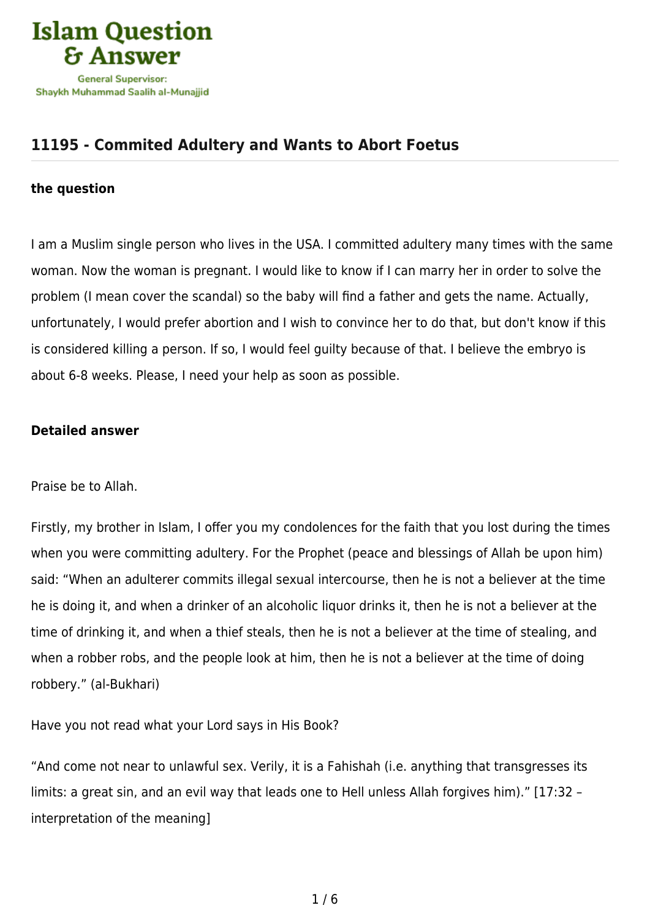Islam Question & Answer

General Supervisor: Shaykh Muhammad Saalih al-Munajjid

## 11195 - Commited Adultery and Wants to Abort Foetus

### the question

I am a Muslim single person who lives in the USA. I committed adultery many times with the same woman. Now the woman is pregnant. I would like to know if I can marry her in order to solve the problem (I mean cover the scandal) so the baby will find a father and gets the name. Actually, unfortunately, I would prefer abortion and I wish to convince her to do that, but don't know if this is considered killing a person. If so, I would feel guilty because of that. I believe the embryo is about 6-8 weeks. Please, I need your help as soon as possible.

### Detailed answer

Praise be to Allah.

Firstly, my brother in Islam, I offer you my condolences for the faith that you lost during the times when you were committing adultery. For the Prophet (peace and blessings of Allah be upon him) said: "When an adulterer commits illegal sexual intercourse, then he is not a believer at the time he is doing it, and when a drinker of an alcoholic liquor drinks it, then he is not a believer at the time of drinking it, and when a thief steals, then he is not a believer at the time of stealing, and when a robber robs, and the people look at him, then he is not a believer at the time of doing robbery." (al-Bukhari)

Have you not read what your Lord says in His Book?

"And come not near to unlawful sex. Verily, it is a Fahishah (i.e. anything that transgresses its limits: a great sin, and an evil way that leads one to Hell unless Allah forgives him)." [17:32 – interpretation of the meaning]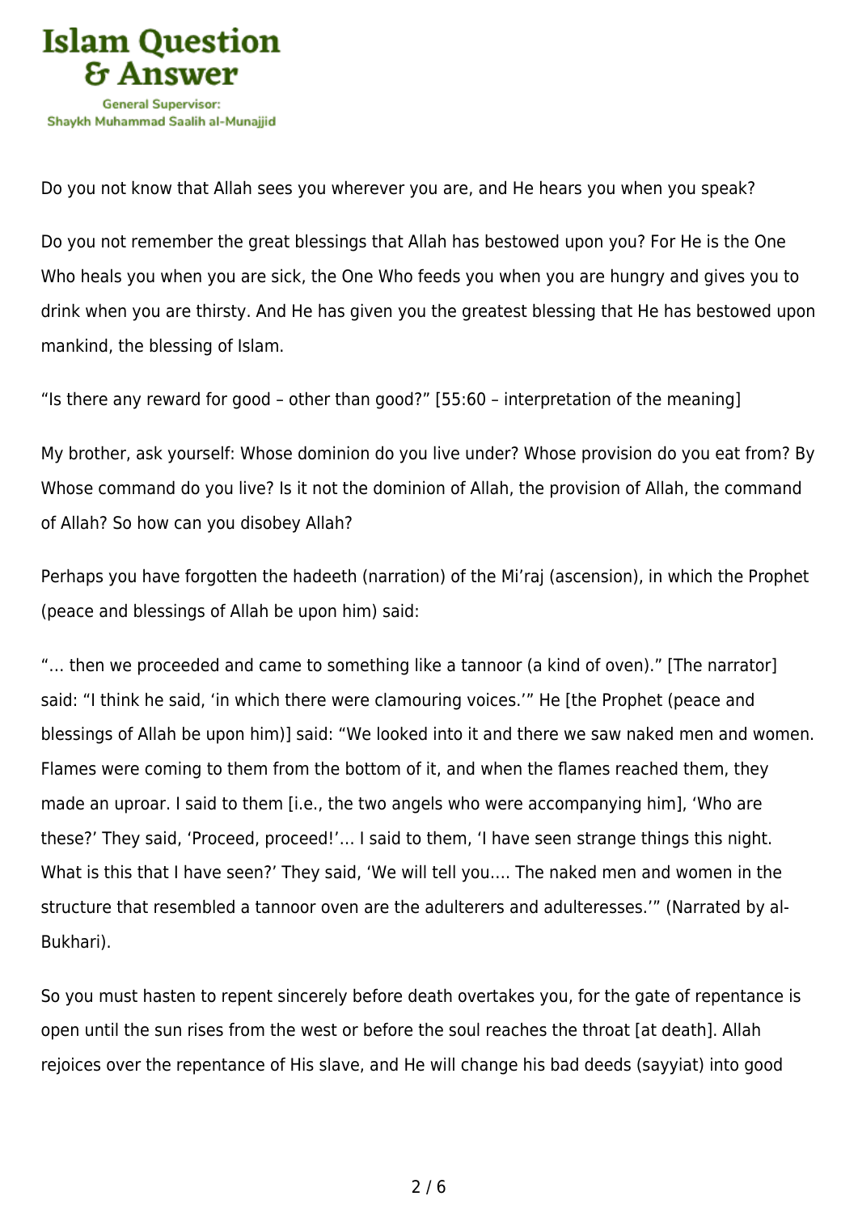Do you not know that Allah sees you wherever you are, and He hears you when you speak?

Do you not remember the great blessings that Allah has bestowed upon you? For He is the One Who heals you when you are sick, the One Who feeds you when you are hungry and gives you to drink when you are thirsty. And He has given you the greatest blessing that He has bestowed upon mankind, the blessing of Islam.

"Is there any reward for good – other than good?" [55:60 – interpretation of the meaning]

My brother, ask yourself: Whose dominion do you live under? Whose provision do you eat from? By Whose command do you live? Is it not the dominion of Allah, the provision of Allah, the command of Allah? So how can you disobey Allah?

Perhaps you have forgotten the hadeeth (narration) of the Mi'raj (ascension), in which the Prophet (peace and blessings of Allah be upon him) said:

"… then we proceeded and came to something like a tannoor (a kind of oven)." [The narrator] said: "I think he said, 'in which there were clamouring voices.'" He [the Prophet (peace and blessings of Allah be upon him)] said: "We looked into it and there we saw naked men and women. Flames were coming to them from the bottom of it, and when the flames reached them, they made an uproar. I said to them [i.e., the two angels who were accompanying him], 'Who are these?' They said, 'Proceed, proceed!'… I said to them, 'I have seen strange things this night. What is this that I have seen?' They said, 'We will tell you…. The naked men and women in the structure that resembled a tannoor oven are the adulterers and adulteresses.'" (Narrated by al-Bukhari).

So you must hasten to repent sincerely before death overtakes you, for the gate of repentance is open until the sun rises from the west or before the soul reaches the throat [at death]. Allah rejoices over the repentance of His slave, and He will change his bad deeds (sayyiat) into good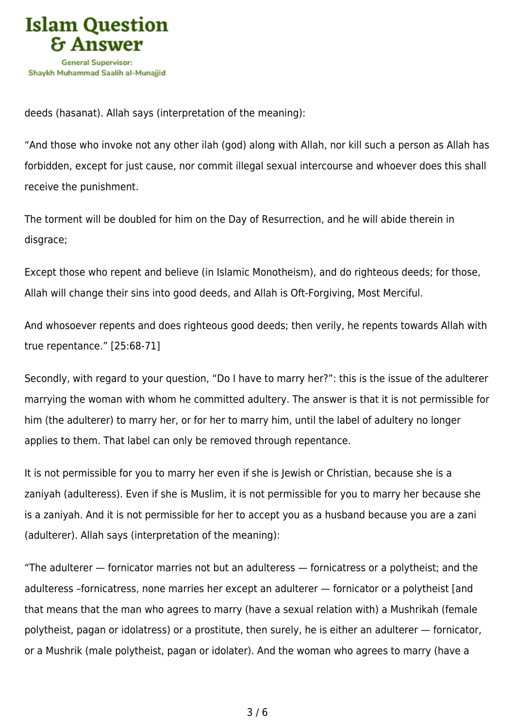deeds (hasanat). Allah says (interpretation of the meaning):

"And those who invoke not any other ilah (god) along with Allah, nor kill such a person as Allah has forbidden, except for just cause, nor commit illegal sexual intercourse and whoever does this shall receive the punishment.

The torment will be doubled for him on the Day of Resurrection, and he will abide therein in disgrace;

Except those who repent and believe (in Islamic Monotheism), and do righteous deeds; for those, Allah will change their sins into good deeds, and Allah is Oft-Forgiving, Most Merciful.

And whosoever repents and does righteous good deeds; then verily, he repents towards Allah with true repentance." [25:68-71]

Secondly, with regard to your question, "Do I have to marry her?": this is the issue of the adulterer marrying the woman with whom he committed adultery. The answer is that it is not permissible for him (the adulterer) to marry her, or for her to marry him, until the label of adultery no longer applies to them. That label can only be removed through repentance.

It is not permissible for you to marry her even if she is Jewish or Christian, because she is a zaniyah (adulteress). Even if she is Muslim, it is not permissible for you to marry her because she is a zaniyah. And it is not permissible for her to accept you as a husband because you are a zani (adulterer). Allah says (interpretation of the meaning):

"The adulterer — fornicator marries not but an adulteress — fornicatress or a polytheist; and the adulteress –fornicatress, none marries her except an adulterer — fornicator or a polytheist [and that means that the man who agrees to marry (have a sexual relation with) a Mushrikah (female polytheist, pagan or idolatress) or a prostitute, then surely, he is either an adulterer — fornicator, or a Mushrik (male polytheist, pagan or idolater). And the woman who agrees to marry (have a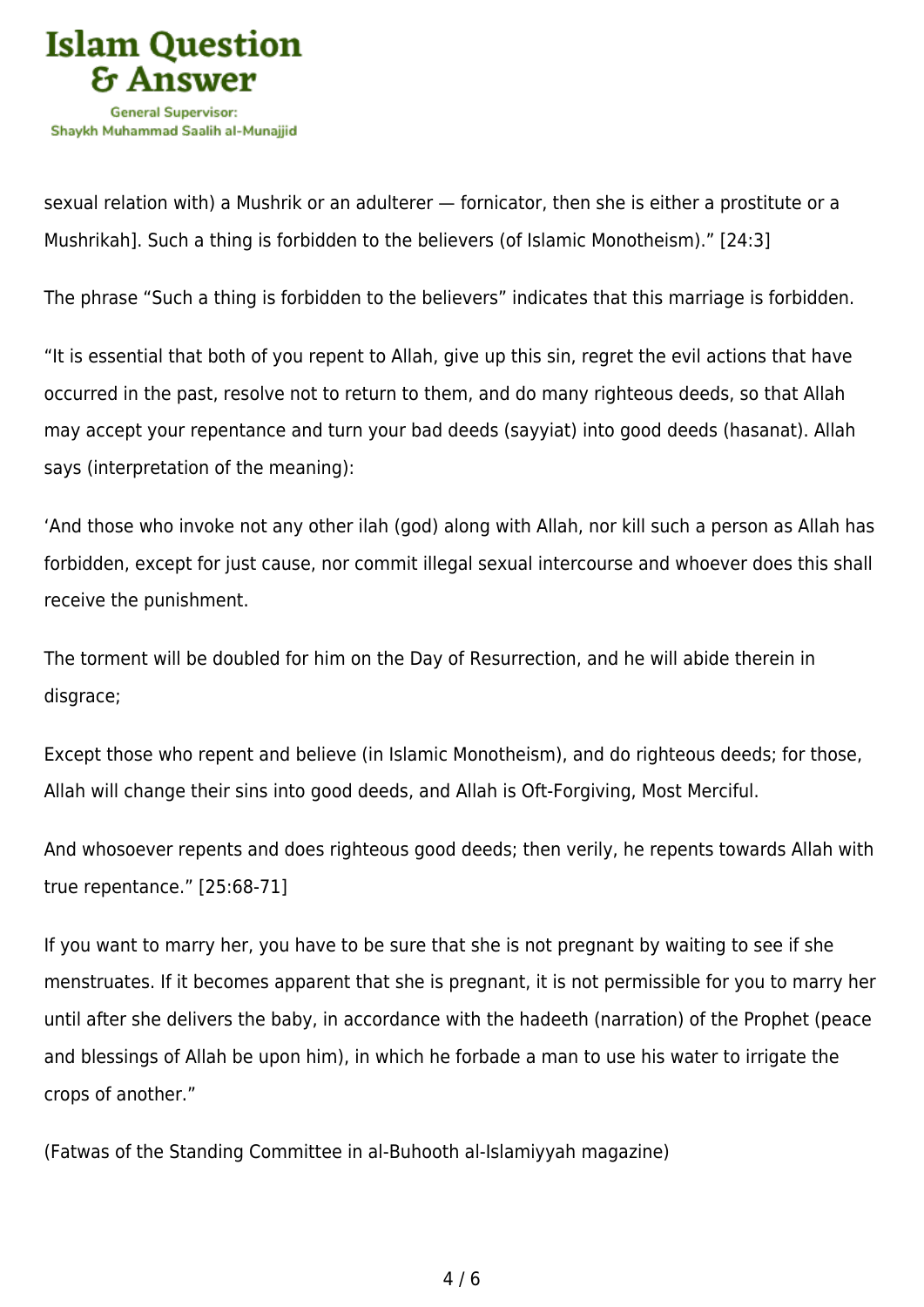sexual relation with) a Mushrik or an adulterer — fornicator, then she is either a prostitute or a Mushrikah]. Such a thing is forbidden to the believers (of Islamic Monotheism).” [24:3]

The phrase “Such a thing is forbidden to the believers” indicates that this marriage is forbidden.

“It is essential that both of you repent to Allah, give up this sin, regret the evil actions that have occurred in the past, resolve not to return to them, and do many righteous deeds, so that Allah may accept your repentance and turn your bad deeds (sayyiat) into good deeds (hasanat). Allah says (interpretation of the meaning):

‘And those who invoke not any other ilah (god) along with Allah, nor kill such a person as Allah has forbidden, except for just cause, nor commit illegal sexual intercourse and whoever does this shall receive the punishment.

The torment will be doubled for him on the Day of Resurrection, and he will abide therein in disgrace;

Except those who repent and believe (in Islamic Monotheism), and do righteous deeds; for those, Allah will change their sins into good deeds, and Allah is Oft-Forgiving, Most Merciful.

And whosoever repents and does righteous good deeds; then verily, he repents towards Allah with true repentance.” [25:68-71]

If you want to marry her, you have to be sure that she is not pregnant by waiting to see if she menstruates. If it becomes apparent that she is pregnant, it is not permissible for you to marry her until after she delivers the baby, in accordance with the hadeeth (narration) of the Prophet (peace and blessings of Allah be upon him), in which he forbade a man to use his water to irrigate the crops of another.”

(Fatwas of the Standing Committee in al-Buhooth al-Islamiyyah magazine)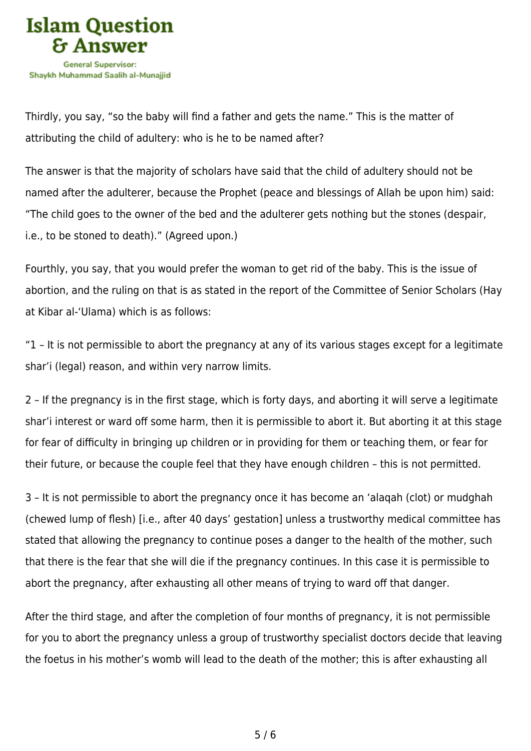Thirdly, you say, "so the baby will find a father and gets the name." This is the matter of attributing the child of adultery: who is he to be named after?

The answer is that the majority of scholars have said that the child of adultery should not be named after the adulterer, because the Prophet (peace and blessings of Allah be upon him) said: "The child goes to the owner of the bed and the adulterer gets nothing but the stones (despair, i.e., to be stoned to death)." (Agreed upon.)

Fourthly, you say, that you would prefer the woman to get rid of the baby. This is the issue of abortion, and the ruling on that is as stated in the report of the Committee of Senior Scholars (Hay at Kibar al-'Ulama) which is as follows:

"1 – It is not permissible to abort the pregnancy at any of its various stages except for a legitimate shar'i (legal) reason, and within very narrow limits.

2 – If the pregnancy is in the first stage, which is forty days, and aborting it will serve a legitimate shar'i interest or ward off some harm, then it is permissible to abort it. But aborting it at this stage for fear of difficulty in bringing up children or in providing for them or teaching them, or fear for their future, or because the couple feel that they have enough children – this is not permitted.

3 – It is not permissible to abort the pregnancy once it has become an 'alaqah (clot) or mudghah (chewed lump of flesh) [i.e., after 40 days' gestation] unless a trustworthy medical committee has stated that allowing the pregnancy to continue poses a danger to the health of the mother, such that there is the fear that she will die if the pregnancy continues. In this case it is permissible to abort the pregnancy, after exhausting all other means of trying to ward off that danger.

After the third stage, and after the completion of four months of pregnancy, it is not permissible for you to abort the pregnancy unless a group of trustworthy specialist doctors decide that leaving the foetus in his mother's womb will lead to the death of the mother; this is after exhausting all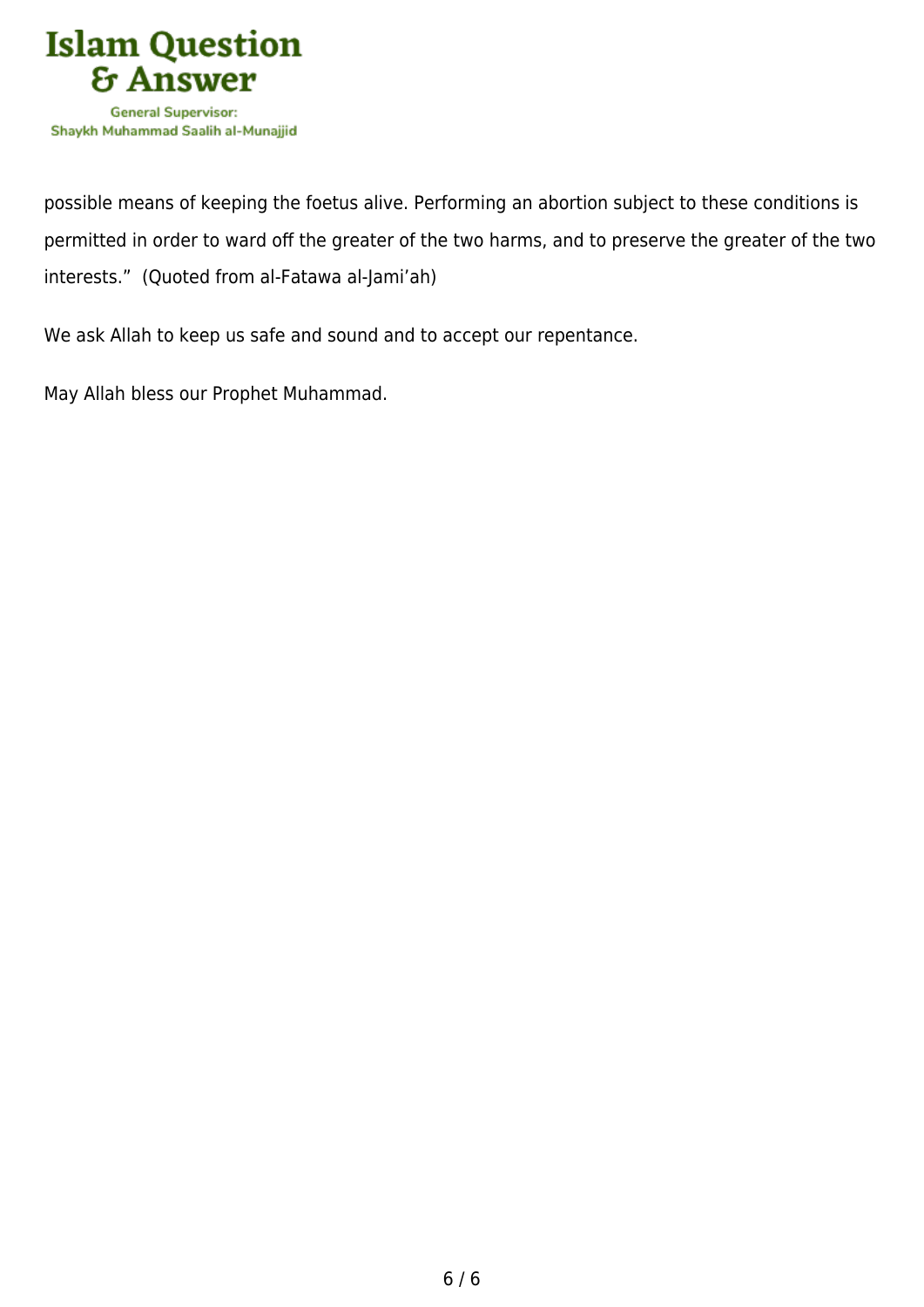possible means of keeping the foetus alive. Performing an abortion subject to these conditions is permitted in order to ward off the greater of the two harms, and to preserve the greater of the two interests."  (Quoted from al-Fatawa al-Jami'ah)

We ask Allah to keep us safe and sound and to accept our repentance.

May Allah bless our Prophet Muhammad.